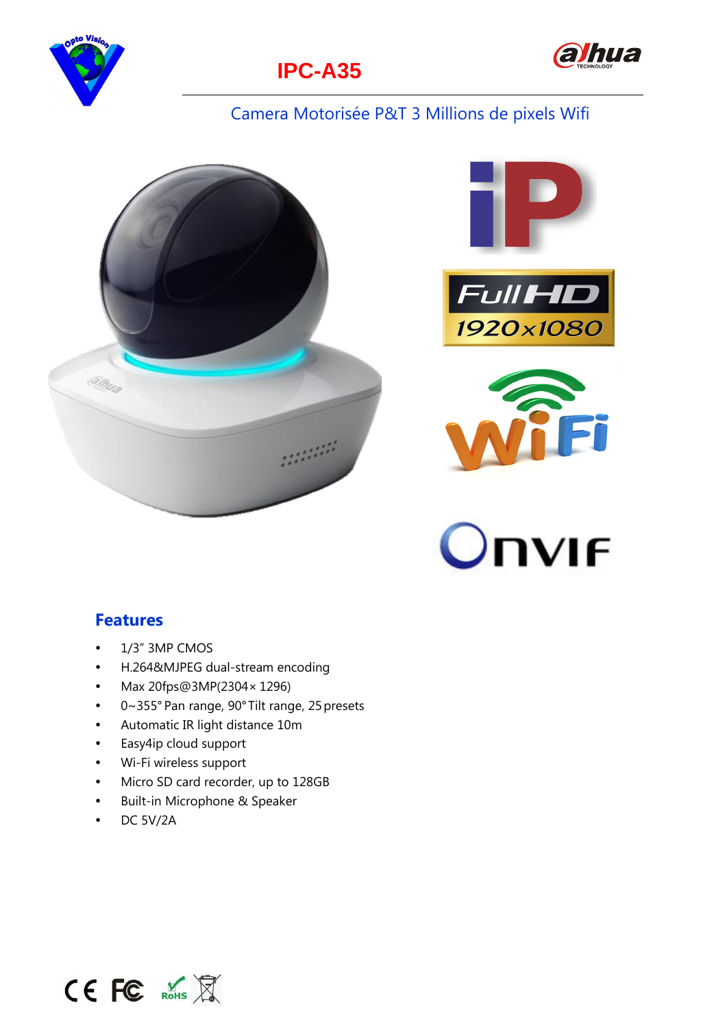# IPC-A35

Camera Motorisée P&T 3 Millions de pixels Wifi

## Features

- 1/3" 3MP CMOS
- H.264&MJPEG dual-stream encoding
- Max 20fps@3MP(2304× 1296)
- 0~355° Pan range, 90° Tilt range, 25 presets
- Automatic IR light distance 10m
- Easy4ip cloud support
- Wi-Fi wireless support
- Micro SD card recorder, up to 128GB
- Built-in Microphone & Speaker
- DC 5V/2A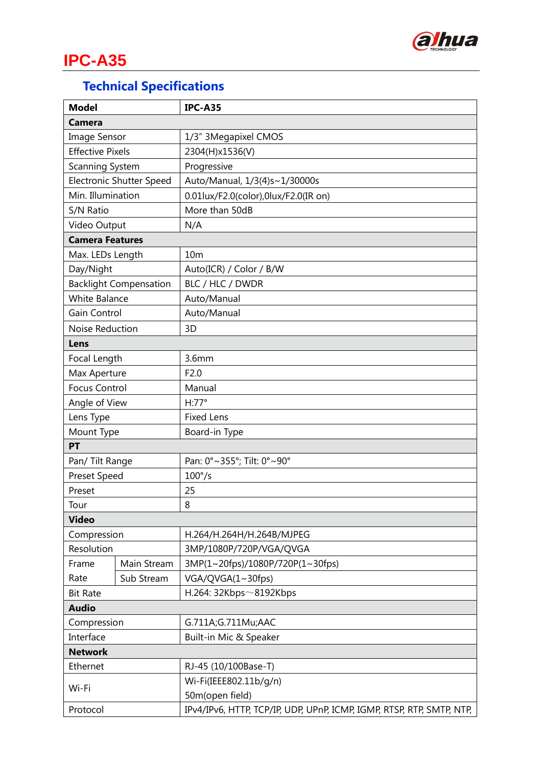# IPC-A35

## Technical Specifications

| Model | | IPC-A35 |
|---|---|---|
| **Camera** | | |
| Image Sensor | | 1/3" 3Megapixel CMOS |
| Effective Pixels | | 2304(H)x1536(V) |
| Scanning System | | Progressive |
| Electronic Shutter Speed | | Auto/Manual, 1/3(4)s~1/30000s |
| Min. Illumination | | 0.01lux/F2.0(color),0lux/F2.0(IR on) |
| S/N Ratio | | More than 50dB |
| Video Output | | N/A |
| **Camera Features** | | |
| Max. LEDs Length | | 10m |
| Day/Night | | Auto(ICR) / Color / B/W |
| Backlight Compensation | | BLC / HLC / DWDR |
| White Balance | | Auto/Manual |
| Gain Control | | Auto/Manual |
| Noise Reduction | | 3D |
| **Lens** | | |
| Focal Length | | 3.6mm |
| Max Aperture | | F2.0 |
| Focus Control | | Manual |
| Angle of View | | H:77° |
| Lens Type | | Fixed Lens |
| Mount Type | | Board-in Type |
| **PT** | | |
| Pan/ Tilt Range | | Pan: 0°~355°; Tilt: 0°~90° |
| Preset Speed | | 100°/s |
| Preset | | 25 |
| Tour | | 8 |
| **Video** | | |
| Compression | | H.264/H.264H/H.264B/MJPEG |
| Resolution | | 3MP/1080P/720P/VGA/QVGA |
| Frame Rate | Main Stream | 3MP(1~20fps)/1080P/720P(1~30fps) |
| | Sub Stream | VGA/QVGA(1~30fps) |
| Bit Rate | | H.264: 32Kbps～8192Kbps |
| **Audio** | | |
| Compression | | G.711A;G.711Mu;AAC |
| Interface | | Built-in Mic & Speaker |
| **Network** | | |
| Ethernet | | RJ-45 (10/100Base-T) |
| Wi-Fi | | Wi-Fi(IEEE802.11b/g/n)<br>50m(open field) |
| Protocol | | IPv4/IPv6, HTTP, TCP/IP, UDP, UPnP, ICMP, IGMP, RTSP, RTP, SMTP, NTP, |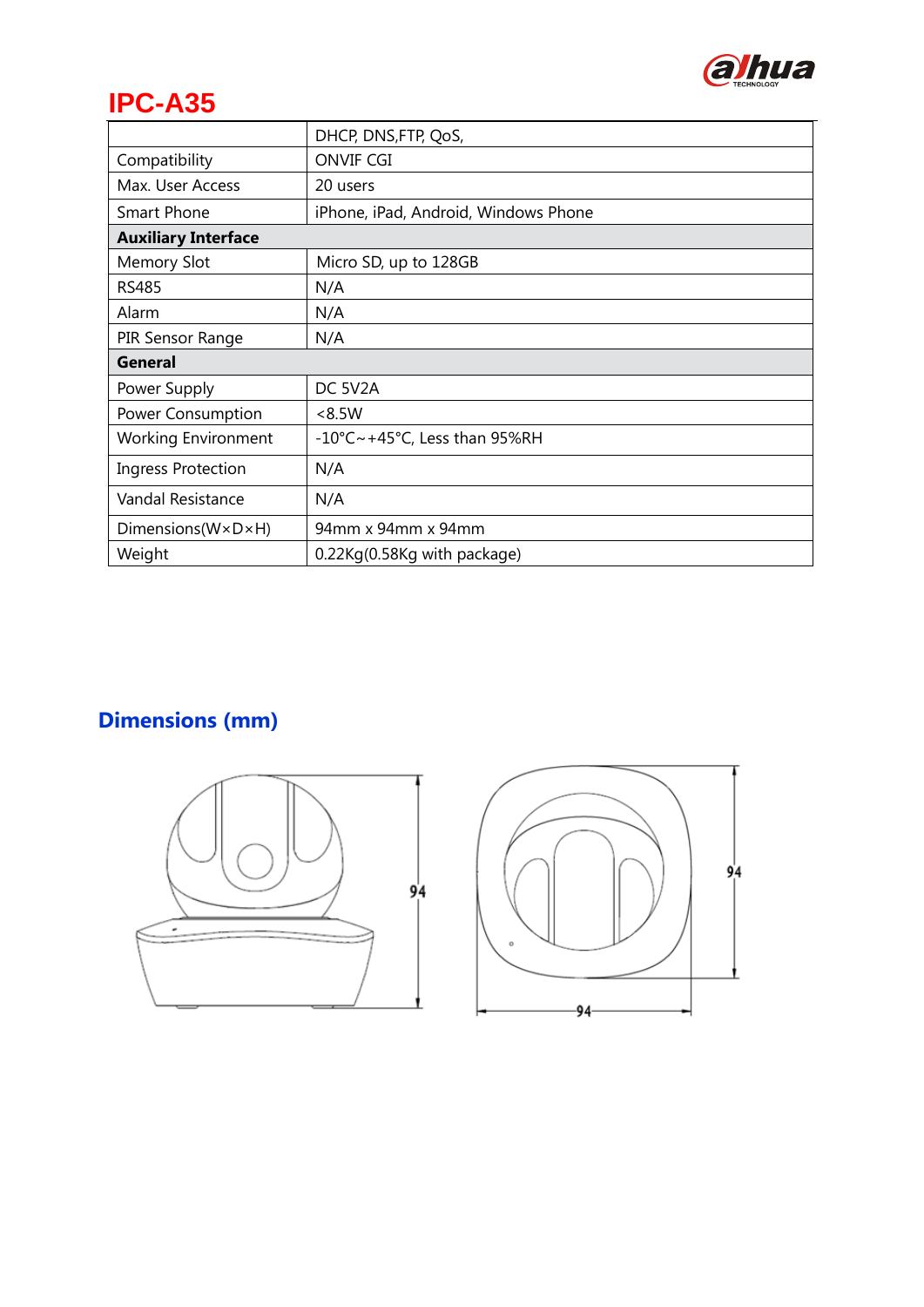# IPC-A35

| | |
|---|---|
| | DHCP, DNS,FTP, QoS, |
| Compatibility | ONVIF CGI |
| Max. User Access | 20 users |
| Smart Phone | iPhone, iPad, Android, Windows Phone |
| **Auxiliary Interface** | |
| Memory Slot | Micro SD, up to 128GB |
| RS485 | N/A |
| Alarm | N/A |
| PIR Sensor Range | N/A |
| **General** | |
| Power Supply | DC 5V2A |
| Power Consumption | <8.5W |
| Working Environment | -10°C~+45°C, Less than 95%RH |
| Ingress Protection | N/A |
| Vandal Resistance | N/A |
| Dimensions(W×D×H) | 94mm x 94mm x 94mm |
| Weight | 0.22Kg(0.58Kg with package) |

## Dimensions (mm)

94

94

94